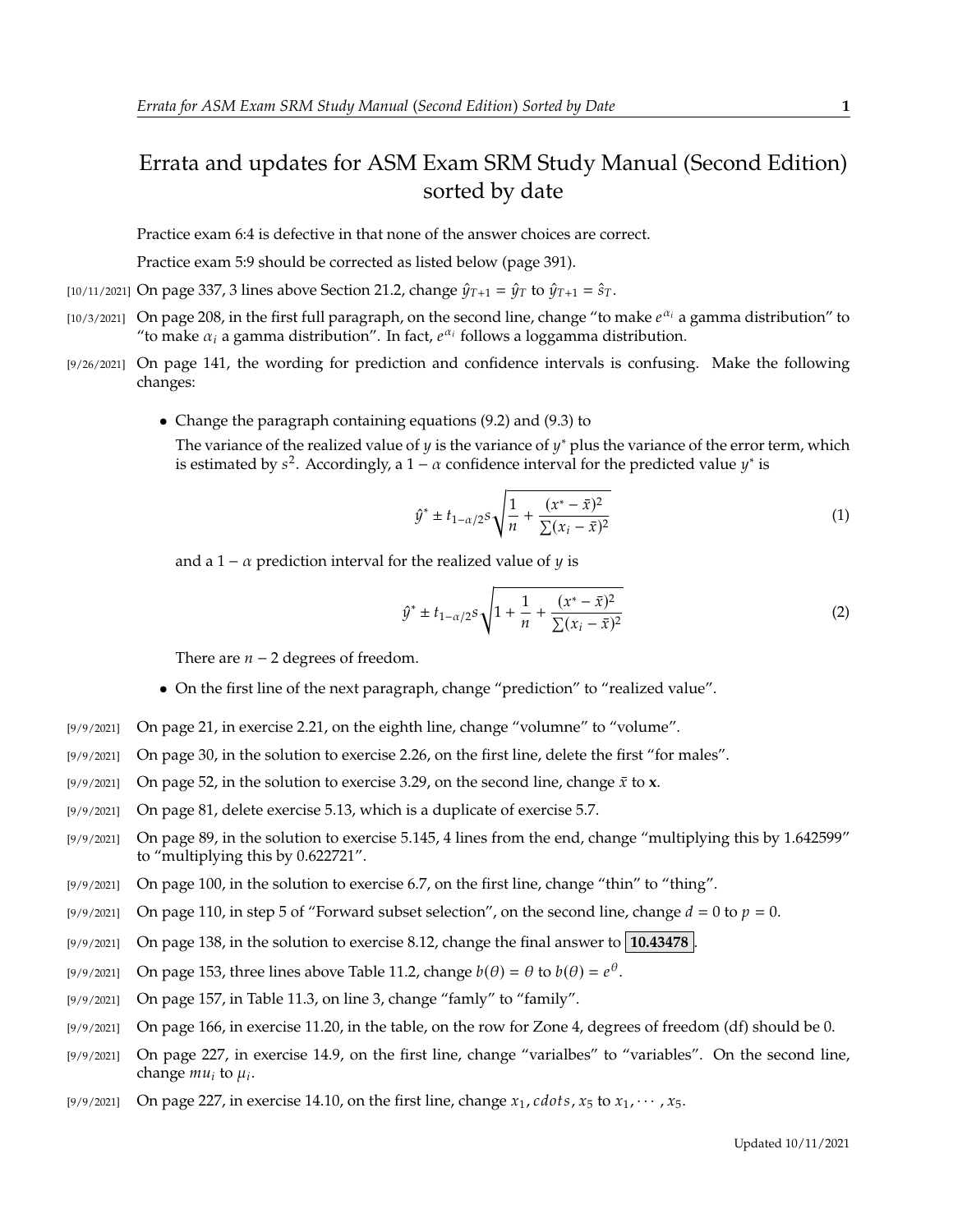# Errata and updates for ASM Exam SRM Study Manual (Second Edition) sorted by date

Practice exam 6:4 is defective in that none of the answer choices are correct.

Practice exam 5:9 should be corrected as listed below (page 391).

[10/11/2021] On page 337, 3 lines above Section 21.2, change $\hat{y}_{T+1} = \hat{y}_T$ to $\hat{y}_{T+1} = \hat{s}_T$.

[10/3/2021] On page 208, in the first full paragraph, on the second line, change "to make $e^{\alpha_i}$ a gamma distribution" to "to make $\alpha_i$ a gamma distribution". In fact, $e^{\alpha_i}$ follows a loggamma distribution.

[9/26/2021] On page 141, the wording for prediction and confidence intervals is confusing. Make the following changes:

- Change the paragraph containing equations (9.2) and (9.3) to

  The variance of the realized value of $y$ is the variance of $y^*$ plus the variance of the error term, which is estimated by $s^2$. Accordingly, a $1-\alpha$ confidence interval for the predicted value $y^*$ is

  $$\hat{y}^* \pm t_{1-\alpha/2} s \sqrt{\frac{1}{n} + \frac{(x^* - \bar{x})^2}{\sum (x_i - \bar{x})^2}} \tag{1}$$

  and a $1-\alpha$ prediction interval for the realized value of $y$ is

  $$\hat{y}^* \pm t_{1-\alpha/2} s \sqrt{1 + \frac{1}{n} + \frac{(x^* - \bar{x})^2}{\sum (x_i - \bar{x})^2}} \tag{2}$$

  There are $n-2$ degrees of freedom.

- On the first line of the next paragraph, change "prediction" to "realized value".

[9/9/2021] On page 21, in exercise 2.21, on the eighth line, change "volumne" to "volume".

[9/9/2021] On page 30, in the solution to exercise 2.26, on the first line, delete the first "for males".

[9/9/2021] On page 52, in the solution to exercise 3.29, on the second line, change $\bar{x}$ to $\mathbf{x}$.

[9/9/2021] On page 81, delete exercise 5.13, which is a duplicate of exercise 5.7.

[9/9/2021] On page 89, in the solution to exercise 5.145, 4 lines from the end, change "multiplying this by 1.642599" to "multiplying this by 0.622721".

[9/9/2021] On page 100, in the solution to exercise 6.7, on the first line, change "thin" to "thing".

[9/9/2021] On page 110, in step 5 of "Forward subset selection", on the second line, change $d = 0$ to $p = 0$.

[9/9/2021] On page 138, in the solution to exercise 8.12, change the final answer to **10.43478**.

[9/9/2021] On page 153, three lines above Table 11.2, change $b(\theta) = \theta$ to $b(\theta) = e^{\theta}$.

[9/9/2021] On page 157, in Table 11.3, on line 3, change "famly" to "family".

[9/9/2021] On page 166, in exercise 11.20, in the table, on the row for Zone 4, degrees of freedom (df) should be 0.

[9/9/2021] On page 227, in exercise 14.9, on the first line, change "varialbes" to "variables". On the second line, change $mu_i$ to $\mu_i$.

[9/9/2021] On page 227, in exercise 14.10, on the first line, change $x_1, cdots, x_5$ to $x_1, \cdots, x_5$.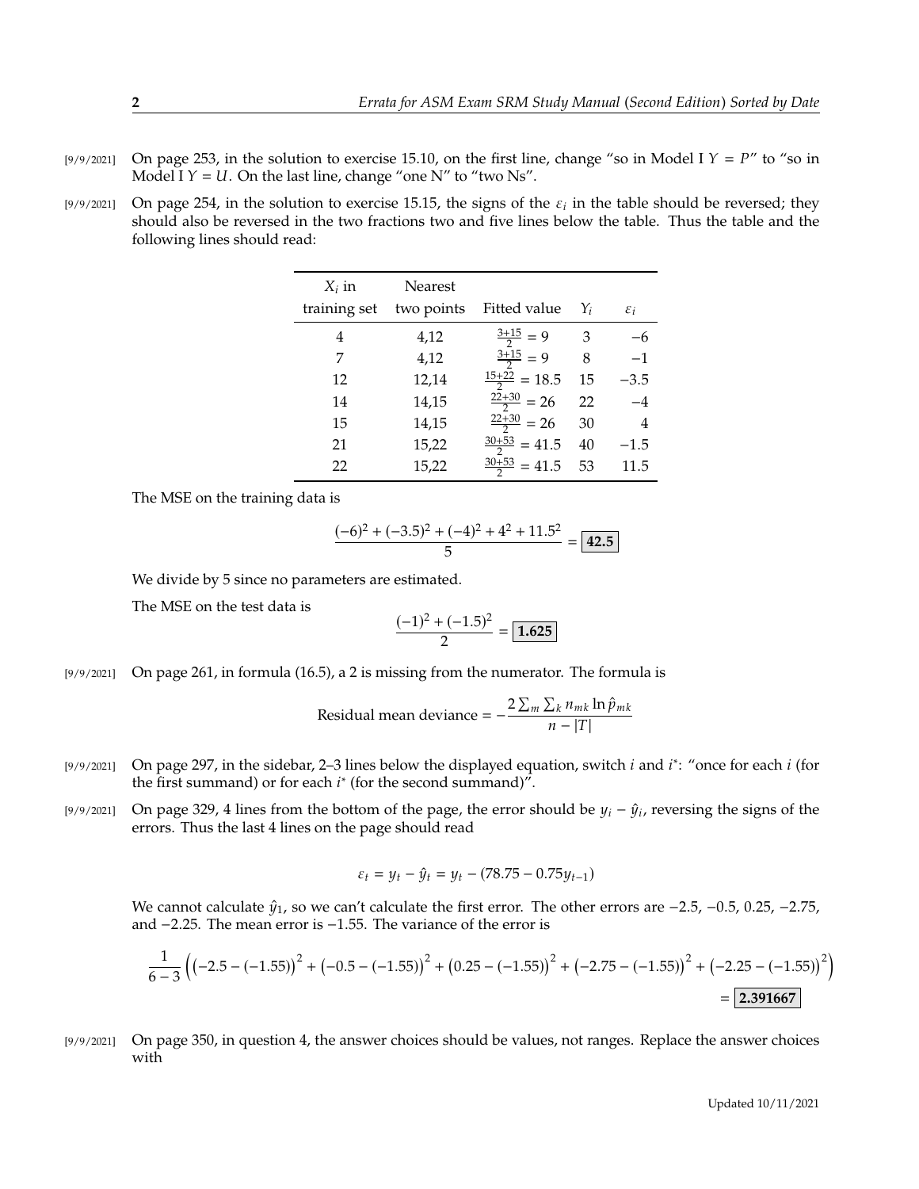[9/9/2021] On page 253, in the solution to exercise 15.10, on the first line, change "so in Model I $Y = P$" to "so in Model I $Y = U$. On the last line, change "one N" to "two Ns".

[9/9/2021] On page 254, in the solution to exercise 15.15, the signs of the $\varepsilon_i$ in the table should be reversed; they should also be reversed in the two fractions two and five lines below the table. Thus the table and the following lines should read:

| $X_i$ in training set | Nearest two points | Fitted value | $Y_i$ | $\varepsilon_i$ |
|---|---|---|---|---|
| 4 | 4,12 | $\frac{3+15}{2} = 9$ | 3 | −6 |
| 7 | 4,12 | $\frac{3+15}{2} = 9$ | 8 | −1 |
| 12 | 12,14 | $\frac{15+22}{2} = 18.5$ | 15 | −3.5 |
| 14 | 14,15 | $\frac{22+30}{2} = 26$ | 22 | −4 |
| 15 | 14,15 | $\frac{22+30}{2} = 26$ | 30 | 4 |
| 21 | 15,22 | $\frac{30+53}{2} = 41.5$ | 40 | −1.5 |
| 22 | 15,22 | $\frac{30+53}{2} = 41.5$ | 53 | 11.5 |

The MSE on the training data is

$$\frac{(-6)^2 + (-3.5)^2 + (-4)^2 + 4^2 + 11.5^2}{5} = \boxed{42.5}$$

We divide by 5 since no parameters are estimated.

The MSE on the test data is

$$\frac{(-1)^2 + (-1.5)^2}{2} = \boxed{1.625}$$

[9/9/2021] On page 261, in formula (16.5), a 2 is missing from the numerator. The formula is

$$\text{Residual mean deviance} = -\frac{2\sum_m \sum_k n_{mk} \ln \hat{p}_{mk}}{n - |T|}$$

[9/9/2021] On page 297, in the sidebar, 2–3 lines below the displayed equation, switch $i$ and $i^*$: "once for each $i$ (for the first summand) or for each $i^*$ (for the second summand)".

[9/9/2021] On page 329, 4 lines from the bottom of the page, the error should be $y_i - \hat{y}_i$, reversing the signs of the errors. Thus the last 4 lines on the page should read

$$\varepsilon_t = y_t - \hat{y}_t = y_t - (78.75 - 0.75y_{t-1})$$

We cannot calculate $\hat{y}_1$, so we can't calculate the first error. The other errors are −2.5, −0.5, 0.25, −2.75, and −2.25. The mean error is −1.55. The variance of the error is

$$\frac{1}{6-3}\Big(\big(-2.5-(-1.55)\big)^2 + \big(-0.5-(-1.55)\big)^2 + \big(0.25-(-1.55)\big)^2 + \big(-2.75-(-1.55)\big)^2 + \big(-2.25-(-1.55)\big)^2\Big) = \boxed{2.391667}$$

[9/9/2021] On page 350, in question 4, the answer choices should be values, not ranges. Replace the answer choices with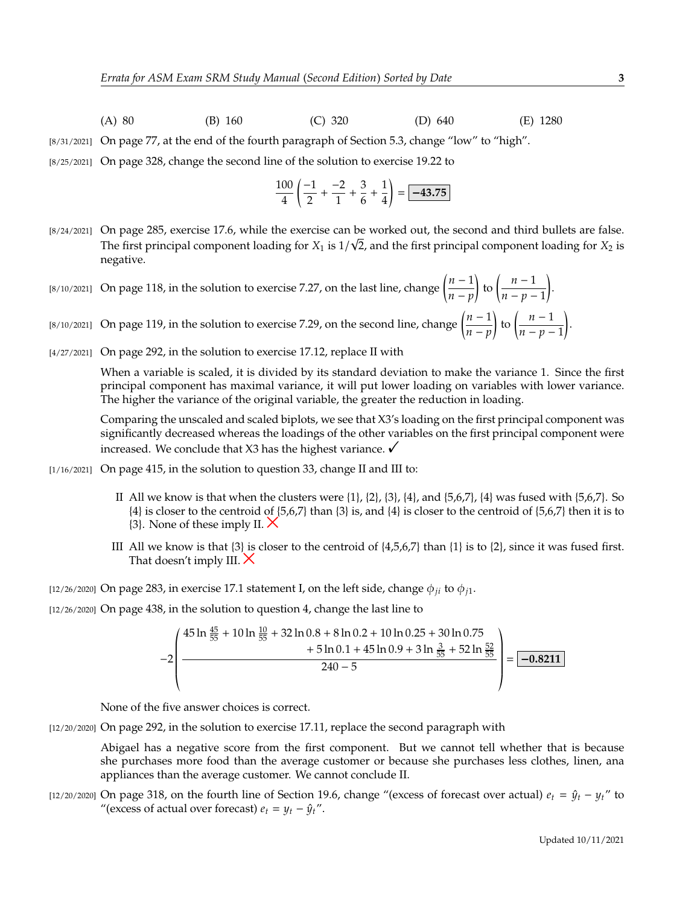(A) 80 (B) 160 (C) 320 (D) 640 (E) 1280

[8/31/2021] On page 77, at the end of the fourth paragraph of Section 5.3, change "low" to "high".

[8/25/2021] On page 328, change the second line of the solution to exercise 19.22 to

$$\frac{100}{4}\left(\frac{-1}{2}+\frac{-2}{1}+\frac{3}{6}+\frac{1}{4}\right)=\boxed{-43.75}$$

[8/24/2021] On page 285, exercise 17.6, while the exercise can be worked out, the second and third bullets are false. The first principal component loading for $X_1$ is $1/\sqrt{2}$, and the first principal component loading for $X_2$ is negative.

[8/10/2021] On page 118, in the solution to exercise 7.27, on the last line, change $\left(\frac{n-1}{n-p}\right)$ to $\left(\frac{n-1}{n-p-1}\right)$.

[8/10/2021] On page 119, in the solution to exercise 7.29, on the second line, change $\left(\frac{n-1}{n-p}\right)$ to $\left(\frac{n-1}{n-p-1}\right)$.

[4/27/2021] On page 292, in the solution to exercise 17.12, replace II with

When a variable is scaled, it is divided by its standard deviation to make the variance 1. Since the first principal component has maximal variance, it will put lower loading on variables with lower variance. The higher the variance of the original variable, the greater the reduction in loading.

Comparing the unscaled and scaled biplots, we see that X3's loading on the first principal component was significantly decreased whereas the loadings of the other variables on the first principal component were increased. We conclude that X3 has the highest variance. ✓

[1/16/2021] On page 415, in the solution to question 33, change II and III to:

II All we know is that when the clusters were {1}, {2}, {3}, {4}, and {5,6,7}, {4} was fused with {5,6,7}. So {4} is closer to the centroid of {5,6,7} than {3} is, and {4} is closer to the centroid of {5,6,7} then it is to {3}. None of these imply II. ✗

III All we know is that {3} is closer to the centroid of {4,5,6,7} than {1} is to {2}, since it was fused first. That doesn't imply III. ✗

[12/26/2020] On page 283, in exercise 17.1 statement I, on the left side, change $\phi_{ji}$ to $\phi_{j1}$.

[12/26/2020] On page 438, in the solution to question 4, change the last line to

$$-2\left(\frac{\begin{array}{r}45\ln\frac{45}{55}+10\ln\frac{10}{55}+32\ln 0.8+8\ln 0.2+10\ln 0.25+30\ln 0.75\\ +5\ln 0.1+45\ln 0.9+3\ln\frac{3}{55}+52\ln\frac{52}{55}\end{array}}{240-5}\right)=\boxed{-0.8211}$$

None of the five answer choices is correct.

[12/20/2020] On page 292, in the solution to exercise 17.11, replace the second paragraph with

Abigael has a negative score from the first component. But we cannot tell whether that is because she purchases more food than the average customer or because she purchases less clothes, linen, ana appliances than the average customer. We cannot conclude II.

[12/20/2020] On page 318, on the fourth line of Section 19.6, change "(excess of forecast over actual) $e_t = \hat{y}_t - y_t$" to "(excess of actual over forecast) $e_t = y_t - \hat{y}_t$".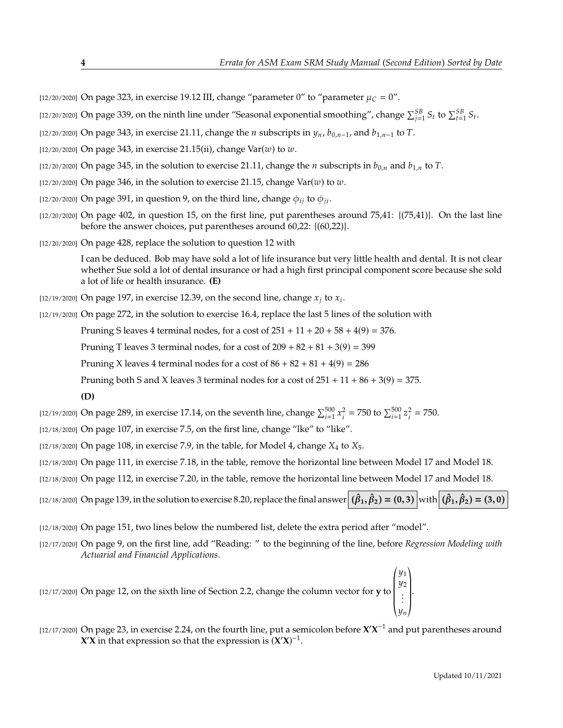[12/20/2020] On page 323, in exercise 19.12 III, change "parameter 0" to "parameter $\mu_C = 0$".

[12/20/2020] On page 339, on the ninth line under "Seasonal exponential smoothing", change $\sum_{j=1}^{SB} S_t$ to $\sum_{t=1}^{SB} S_t$.

[12/20/2020] On page 343, in exercise 21.11, change the $n$ subscripts in $y_n$, $b_{0,n-1}$, and $b_{1,n-1}$ to $T$.

[12/20/2020] On page 343, in exercise 21.15(ii), change $\mathrm{Var}(w)$ to $w$.

[12/20/2020] On page 345, in the solution to exercise 21.11, change the $n$ subscripts in $b_{0,n}$ and $b_{1,n}$ to $T$.

[12/20/2020] On page 346, in the solution to exercise 21.15, change $\mathrm{Var}(w)$ to $w$.

[12/20/2020] On page 391, in question 9, on the third line, change $\phi_{ij}$ to $\phi_{ji}$.

[12/20/2020] On page 402, in question 15, on the first line, put parentheses around 75,41: {(75,41)}. On the last line before the answer choices, put parentheses around 60,22: {(60,22)}.

[12/20/2020] On page 428, replace the solution to question 12 with

> I can be deduced. Bob may have sold a lot of life insurance but very little health and dental. It is not clear whether Sue sold a lot of dental insurance or had a high first principal component score because she sold a lot of life or health insurance. **(E)**

[12/19/2020] On page 197, in exercise 12.39, on the second line, change $x_j$ to $x_i$.

[12/19/2020] On page 272, in the solution to exercise 16.4, replace the last 5 lines of the solution with

> Pruning S leaves 4 terminal nodes, for a cost of $251 + 11 + 20 + 58 + 4(9) = 376$.
>
> Pruning T leaves 3 terminal nodes, for a cost of $209 + 82 + 81 + 3(9) = 399$
>
> Pruning X leaves 4 terminal nodes for a cost of $86 + 82 + 81 + 4(9) = 286$
>
> Pruning both S and X leaves 3 terminal nodes for a cost of $251 + 11 + 86 + 3(9) = 375$.
>
> **(D)**

[12/19/2020] On page 289, in exercise 17.14, on the seventh line, change $\sum_{i=1}^{500} x_i^2 = 750$ to $\sum_{i=1}^{500} z_i^2 = 750$.

[12/18/2020] On page 107, in exercise 7.5, on the first line, change "lke" to "like".

[12/18/2020] On page 108, in exercise 7.9, in the table, for Model 4, change $X_4$ to $X_5$.

[12/18/2020] On page 111, in exercise 7.18, in the table, remove the horizontal line between Model 17 and Model 18.

[12/18/2020] On page 112, in exercise 7.20, in the table, remove the horizontal line between Model 17 and Model 18.

[12/18/2020] On page 139, in the solution to exercise 8.20, replace the final answer $\boxed{(\hat\beta_1, \hat\beta_2) = (0, 3)}$ with $\boxed{(\hat\beta_1, \hat\beta_2) = (3, 0)}$

[12/18/2020] On page 151, two lines below the numbered list, delete the extra period after "model".

[12/17/2020] On page 9, on the first line, add "Reading: " to the beginning of the line, before *Regression Modeling with Actuarial and Financial Applications*.

[12/17/2020] On page 12, on the sixth line of Section 2.2, change the column vector for $\mathbf{y}$ to $\begin{pmatrix} y_1 \\ y_2 \\ \vdots \\ y_n \end{pmatrix}$.

[12/17/2020] On page 23, in exercise 2.24, on the fourth line, put a semicolon before $\mathbf{X'X}^{-1}$ and put parentheses around $\mathbf{X'X}$ in that expression so that the expression is $(\mathbf{X'X})^{-1}$.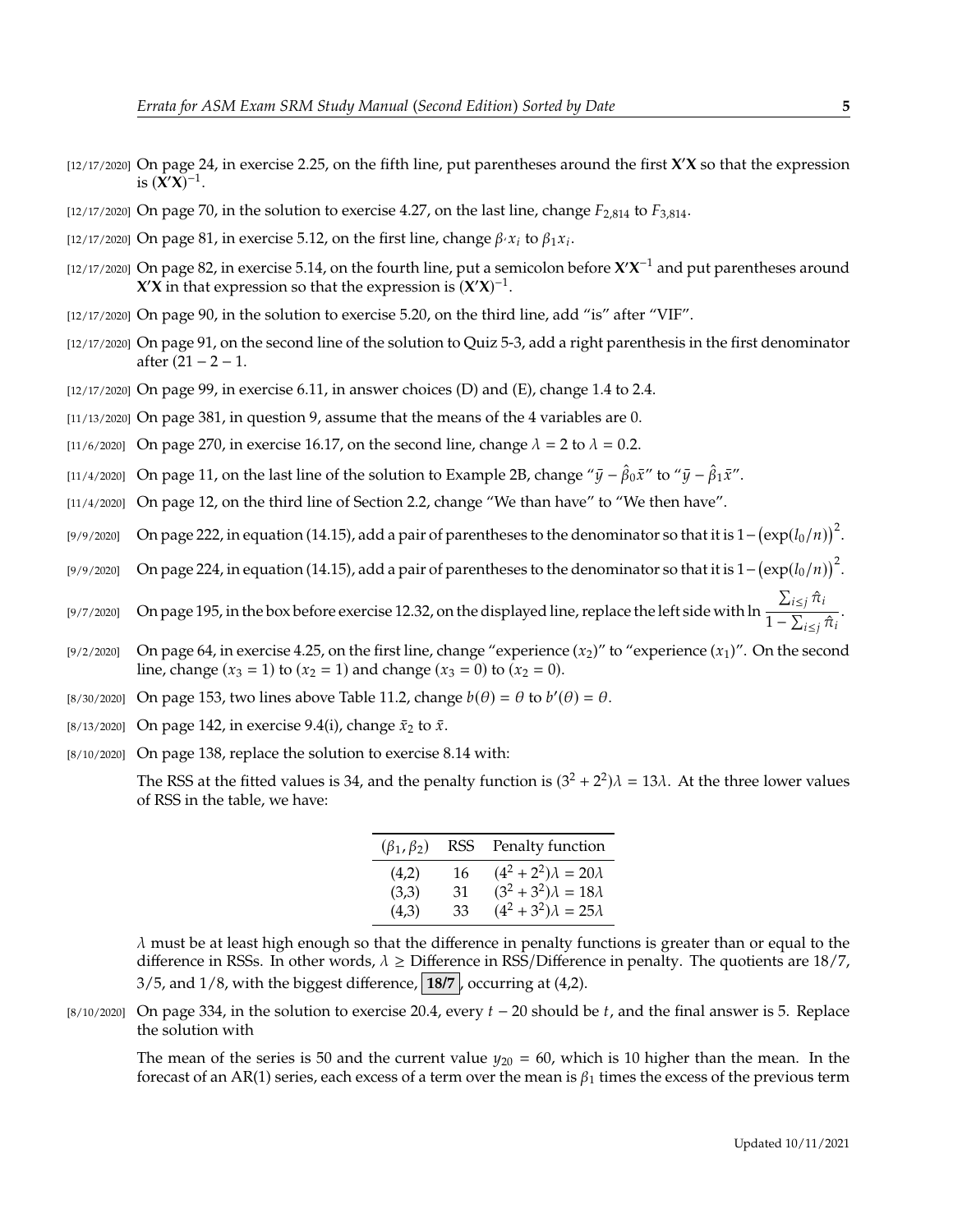[12/17/2020] On page 24, in exercise 2.25, on the fifth line, put parentheses around the first $\mathbf{X'X}$ so that the expression is $(\mathbf{X'X})^{-1}$.

[12/17/2020] On page 70, in the solution to exercise 4.27, on the last line, change $F_{2,814}$ to $F_{3,814}$.

[12/17/2020] On page 81, in exercise 5.12, on the first line, change $\beta_{\cdot} x_i$ to $\beta_1 x_i$.

[12/17/2020] On page 82, in exercise 5.14, on the fourth line, put a semicolon before $\mathbf{X'X}^{-1}$ and put parentheses around $\mathbf{X'X}$ in that expression so that the expression is $(\mathbf{X'X})^{-1}$.

[12/17/2020] On page 90, in the solution to exercise 5.20, on the third line, add "is" after "VIF".

[12/17/2020] On page 91, on the second line of the solution to Quiz 5-3, add a right parenthesis in the first denominator after $(21-2-1$.

[12/17/2020] On page 99, in exercise 6.11, in answer choices (D) and (E), change 1.4 to 2.4.

[11/13/2020] On page 381, in question 9, assume that the means of the 4 variables are 0.

[11/6/2020] On page 270, in exercise 16.17, on the second line, change $\lambda = 2$ to $\lambda = 0.2$.

[11/4/2020] On page 11, on the last line of the solution to Example 2B, change "$\bar{y} - \hat{\beta}_0\bar{x}$" to "$\bar{y} - \hat{\beta}_1\bar{x}$".

[11/4/2020] On page 12, on the third line of Section 2.2, change "We than have" to "We then have".

[9/9/2020] On page 222, in equation (14.15), add a pair of parentheses to the denominator so that it is $1 - \big(\exp(l_0/n)\big)^2$.

[9/9/2020] On page 224, in equation (14.15), add a pair of parentheses to the denominator so that it is $1 - \big(\exp(l_0/n)\big)^2$.

[9/7/2020] On page 195, in the box before exercise 12.32, on the displayed line, replace the left side with $\ln \dfrac{\sum_{i\le j}\hat{\pi}_i}{1-\sum_{i\le j}\hat{\pi}_i}$.

[9/2/2020] On page 64, in exercise 4.25, on the first line, change "experience ($x_2$)" to "experience ($x_1$)". On the second line, change ($x_3 = 1$) to ($x_2 = 1$) and change ($x_3 = 0$) to ($x_2 = 0$).

[8/30/2020] On page 153, two lines above Table 11.2, change $b(\theta) = \theta$ to $b'(\theta) = \theta$.

[8/13/2020] On page 142, in exercise 9.4(i), change $\bar{x}_2$ to $\bar{x}$.

[8/10/2020] On page 138, replace the solution to exercise 8.14 with:

The RSS at the fitted values is 34, and the penalty function is $(3^2 + 2^2)\lambda = 13\lambda$. At the three lower values of RSS in the table, we have:

| $(\beta_1, \beta_2)$ | RSS | Penalty function |
|---|---|---|
| (4,2) | 16 | $(4^2 + 2^2)\lambda = 20\lambda$ |
| (3,3) | 31 | $(3^2 + 3^2)\lambda = 18\lambda$ |
| (4,3) | 33 | $(4^2 + 3^2)\lambda = 25\lambda$ |

$\lambda$ must be at least high enough so that the difference in penalty functions is greater than or equal to the difference in RSSs. In other words, $\lambda \ge$ Difference in RSS/Difference in penalty. The quotients are 18/7, 3/5, and 1/8, with the biggest difference, **18/7**, occurring at (4,2).

[8/10/2020] On page 334, in the solution to exercise 20.4, every $t - 20$ should be $t$, and the final answer is 5. Replace the solution with

The mean of the series is 50 and the current value $y_{20} = 60$, which is 10 higher than the mean. In the forecast of an AR(1) series, each excess of a term over the mean is $\beta_1$ times the excess of the previous term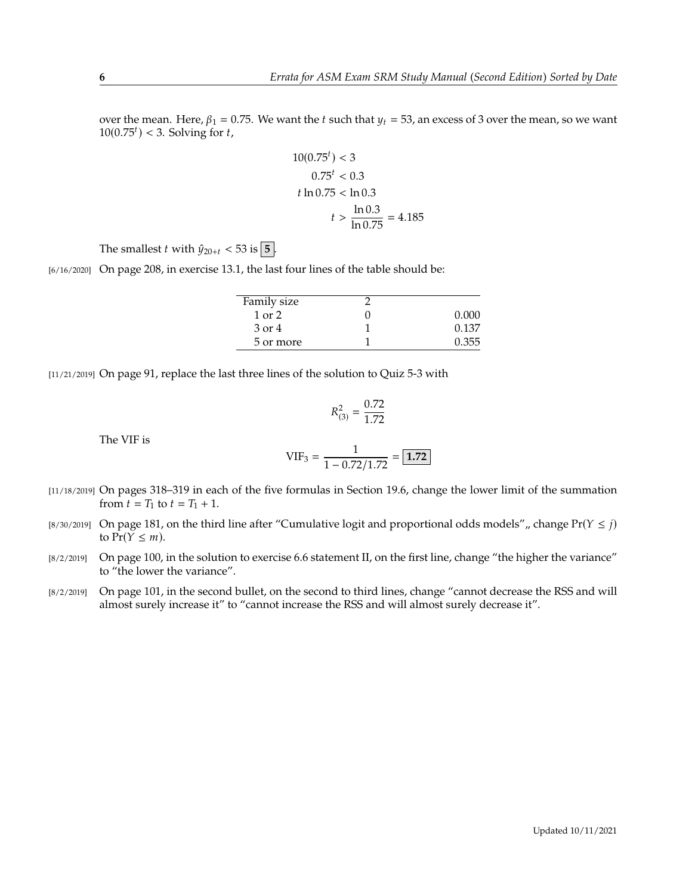over the mean. Here, $\beta_1 = 0.75$. We want the $t$ such that $y_t = 53$, an excess of 3 over the mean, so we want $10(0.75^t) < 3$. Solving for $t$,

$$
\begin{aligned}
10(0.75^t) &< 3 \\
0.75^t &< 0.3 \\
t \ln 0.75 &< \ln 0.3 \\
t &> \frac{\ln 0.3}{\ln 0.75} = 4.185
\end{aligned}
$$

The smallest $t$ with $\hat{y}_{20+t} < 53$ is $\boxed{\mathbf{5}}$.

[6/16/2020] On page 208, in exercise 13.1, the last four lines of the table should be:

| | | |
|---|---|---|
| Family size | 2 | |
| 1 or 2 | 0 | 0.000 |
| 3 or 4 | 1 | 0.137 |
| 5 or more | 1 | 0.355 |

[11/21/2019] On page 91, replace the last three lines of the solution to Quiz 5-3 with

$$R^2_{(3)} = \frac{0.72}{1.72}$$

The VIF is

$$\text{VIF}_3 = \frac{1}{1 - 0.72/1.72} = \boxed{\mathbf{1.72}}$$

[11/18/2019] On pages 318–319 in each of the five formulas in Section 19.6, change the lower limit of the summation from $t = T_1$ to $t = T_1 + 1$.

[8/30/2019] On page 181, on the third line after "Cumulative logit and proportional odds models",, change $\Pr(Y \le j)$ to $\Pr(Y \le m)$.

[8/2/2019] On page 100, in the solution to exercise 6.6 statement II, on the first line, change "the higher the variance" to "the lower the variance".

[8/2/2019] On page 101, in the second bullet, on the second to third lines, change "cannot decrease the RSS and will almost surely increase it" to "cannot increase the RSS and will almost surely decrease it".